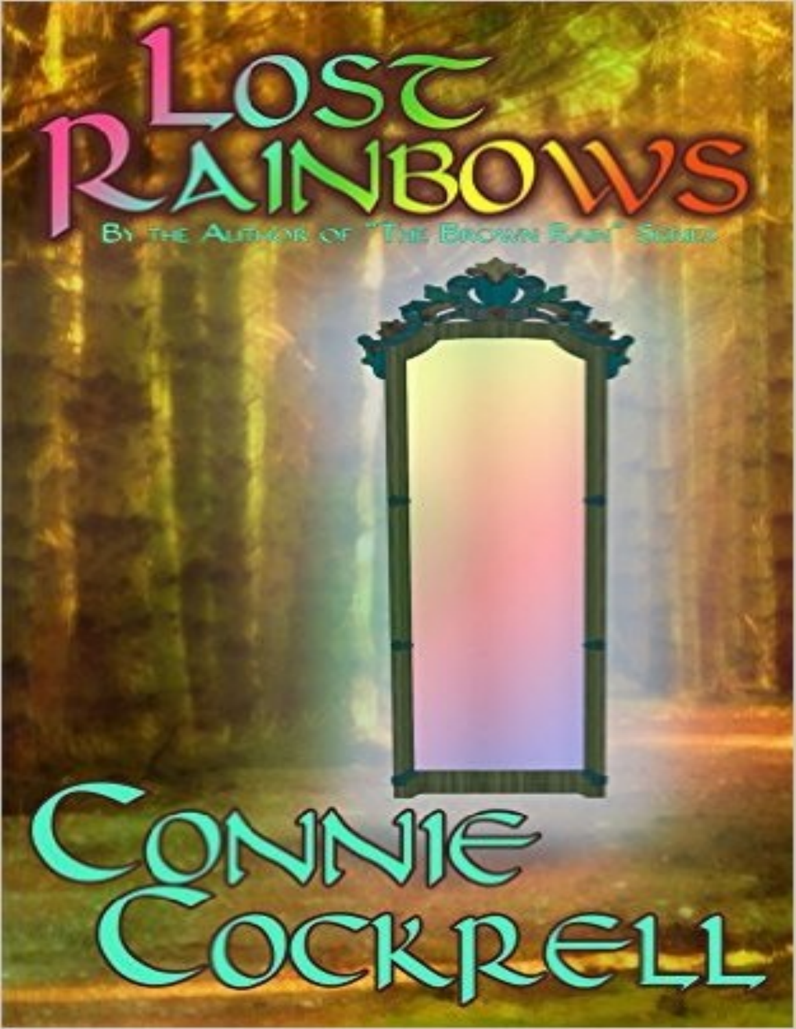# Lost Rainbows

By the Author of "The Brown Rain" Series

## Connie Cockrell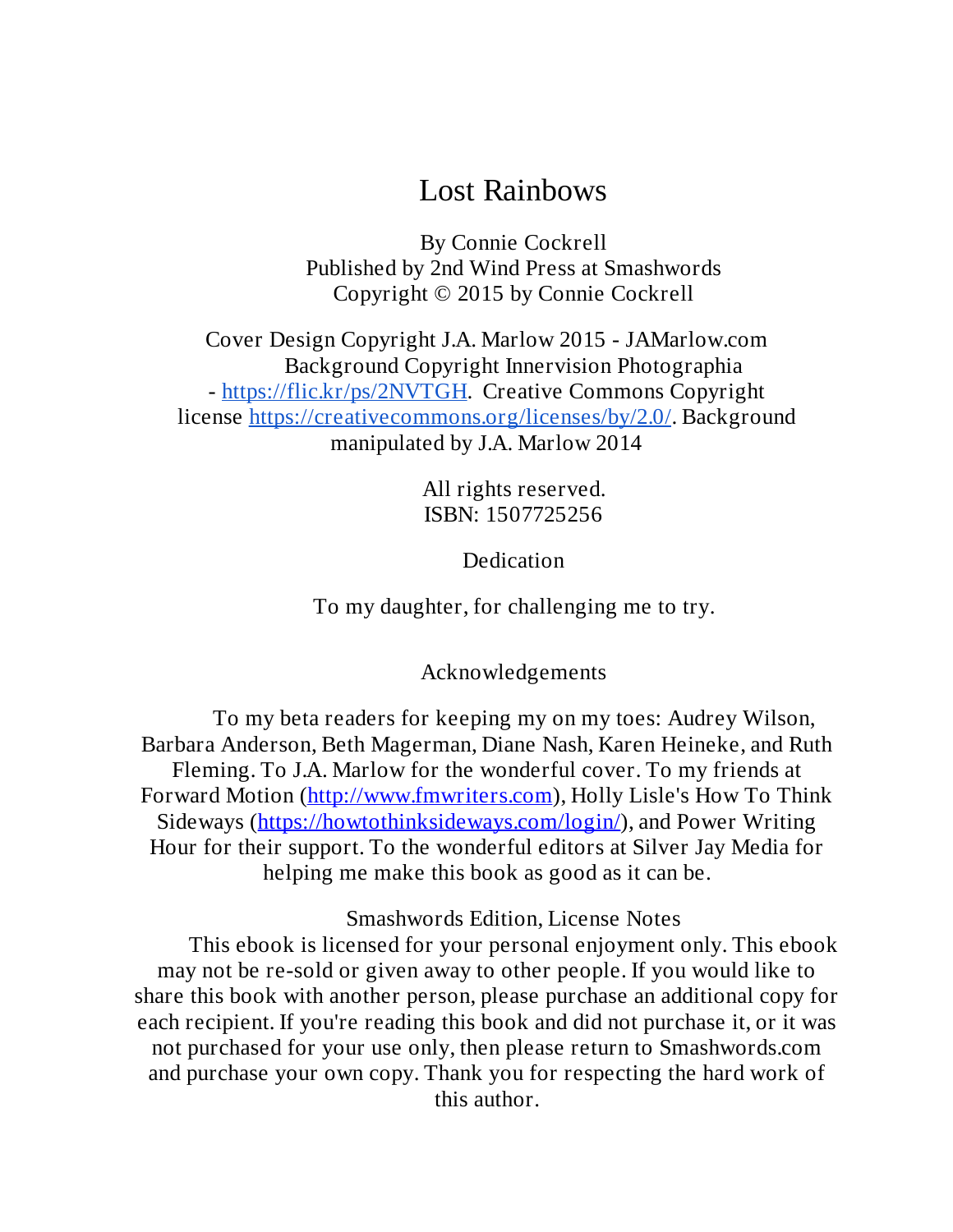# Lost Rainbows

By Connie Cockrell
Published by 2nd Wind Press at Smashwords
Copyright © 2015 by Connie Cockrell

Cover Design Copyright J.A. Marlow 2015 - JAMarlow.com
Background Copyright Innervision Photographia - [https://flic.kr/ps/2NVTGH](https://flic.kr/ps/2NVTGH). Creative Commons Copyright license [https://creativecommons.org/licenses/by/2.0/](https://creativecommons.org/licenses/by/2.0/). Background manipulated by J.A. Marlow 2014

All rights reserved.
ISBN: 1507725256

## Dedication

To my daughter, for challenging me to try.

## Acknowledgements

To my beta readers for keeping my on my toes: Audrey Wilson, Barbara Anderson, Beth Magerman, Diane Nash, Karen Heineke, and Ruth Fleming. To J.A. Marlow for the wonderful cover. To my friends at Forward Motion ([http://www.fmwriters.com](http://www.fmwriters.com)), Holly Lisle's How To Think Sideways ([https://howtothinksideways.com/login/](https://howtothinksideways.com/login/)), and Power Writing Hour for their support. To the wonderful editors at Silver Jay Media for helping me make this book as good as it can be.

## Smashwords Edition, License Notes

This ebook is licensed for your personal enjoyment only. This ebook may not be re-sold or given away to other people. If you would like to share this book with another person, please purchase an additional copy for each recipient. If you're reading this book and did not purchase it, or it was not purchased for your use only, then please return to Smashwords.com and purchase your own copy. Thank you for respecting the hard work of this author.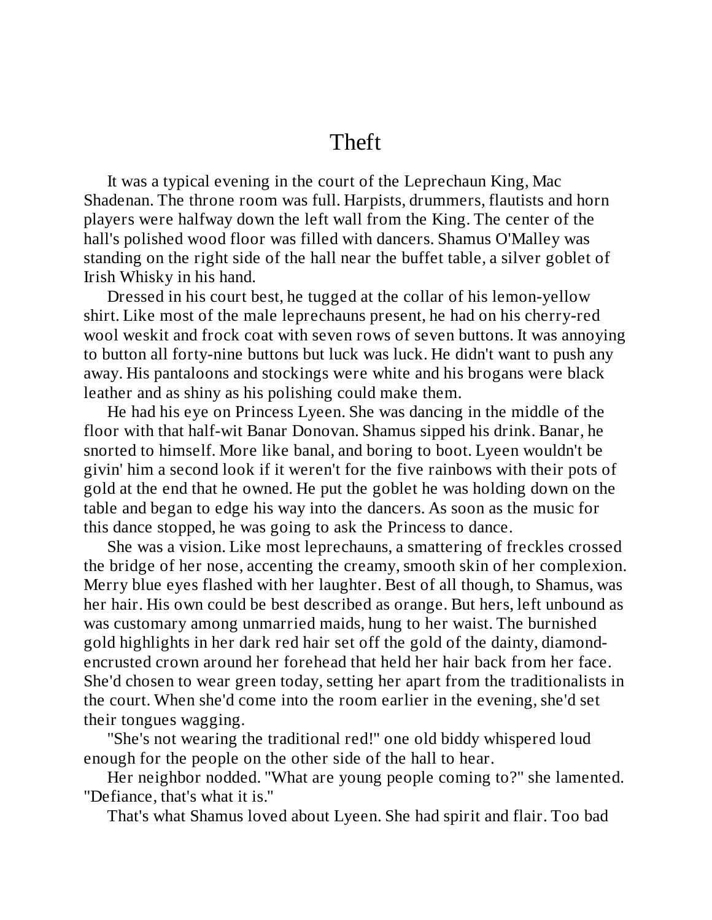# Theft

It was a typical evening in the court of the Leprechaun King, Mac Shadenan. The throne room was full. Harpists, drummers, flautists and horn players were halfway down the left wall from the King. The center of the hall's polished wood floor was filled with dancers. Shamus O'Malley was standing on the right side of the hall near the buffet table, a silver goblet of Irish Whisky in his hand.

Dressed in his court best, he tugged at the collar of his lemon-yellow shirt. Like most of the male leprechauns present, he had on his cherry-red wool weskit and frock coat with seven rows of seven buttons. It was annoying to button all forty-nine buttons but luck was luck. He didn't want to push any away. His pantaloons and stockings were white and his brogans were black leather and as shiny as his polishing could make them.

He had his eye on Princess Lyeen. She was dancing in the middle of the floor with that half-wit Banar Donovan. Shamus sipped his drink. Banar, he snorted to himself. More like banal, and boring to boot. Lyeen wouldn't be givin' him a second look if it weren't for the five rainbows with their pots of gold at the end that he owned. He put the goblet he was holding down on the table and began to edge his way into the dancers. As soon as the music for this dance stopped, he was going to ask the Princess to dance.

She was a vision. Like most leprechauns, a smattering of freckles crossed the bridge of her nose, accenting the creamy, smooth skin of her complexion. Merry blue eyes flashed with her laughter. Best of all though, to Shamus, was her hair. His own could be best described as orange. But hers, left unbound as was customary among unmarried maids, hung to her waist. The burnished gold highlights in her dark red hair set off the gold of the dainty, diamond-encrusted crown around her forehead that held her hair back from her face. She'd chosen to wear green today, setting her apart from the traditionalists in the court. When she'd come into the room earlier in the evening, she'd set their tongues wagging.

"She's not wearing the traditional red!" one old biddy whispered loud enough for the people on the other side of the hall to hear.

Her neighbor nodded. "What are young people coming to?" she lamented. "Defiance, that's what it is."

That's what Shamus loved about Lyeen. She had spirit and flair. Too bad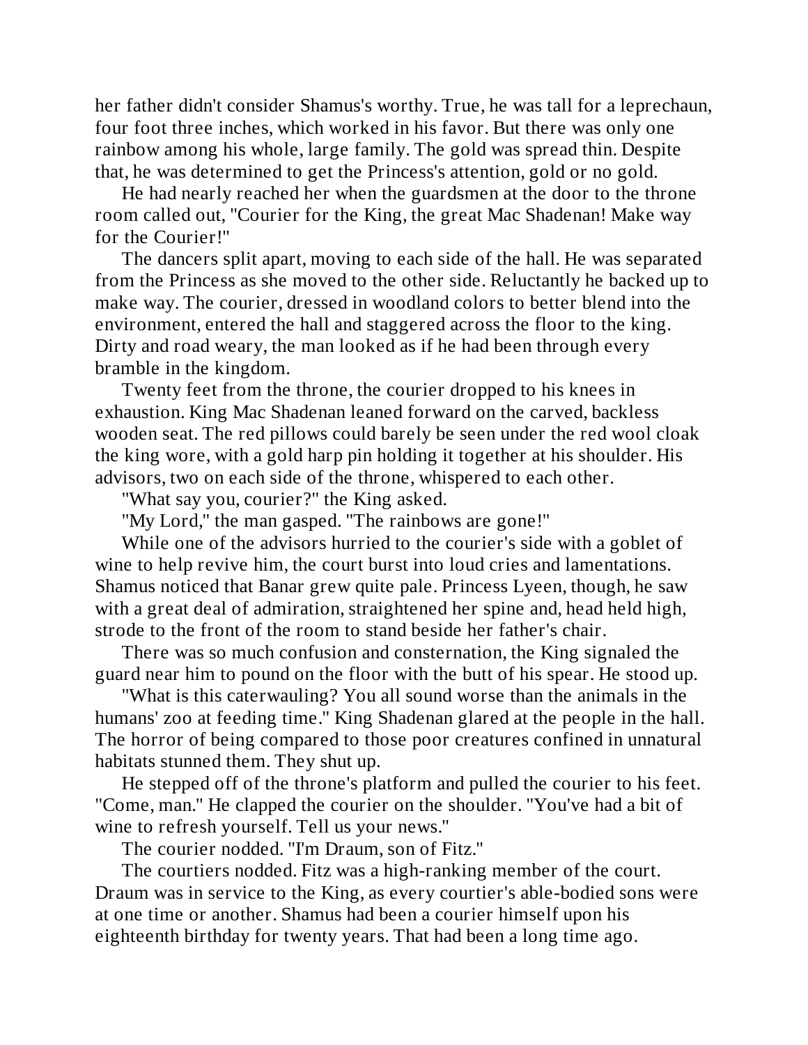her father didn't consider Shamus's worthy. True, he was tall for a leprechaun, four foot three inches, which worked in his favor. But there was only one rainbow among his whole, large family. The gold was spread thin. Despite that, he was determined to get the Princess's attention, gold or no gold.

He had nearly reached her when the guardsmen at the door to the throne room called out, "Courier for the King, the great Mac Shadenan! Make way for the Courier!"

The dancers split apart, moving to each side of the hall. He was separated from the Princess as she moved to the other side. Reluctantly he backed up to make way. The courier, dressed in woodland colors to better blend into the environment, entered the hall and staggered across the floor to the king. Dirty and road weary, the man looked as if he had been through every bramble in the kingdom.

Twenty feet from the throne, the courier dropped to his knees in exhaustion. King Mac Shadenan leaned forward on the carved, backless wooden seat. The red pillows could barely be seen under the red wool cloak the king wore, with a gold harp pin holding it together at his shoulder. His advisors, two on each side of the throne, whispered to each other.

"What say you, courier?" the King asked.

"My Lord," the man gasped. "The rainbows are gone!"

While one of the advisors hurried to the courier's side with a goblet of wine to help revive him, the court burst into loud cries and lamentations. Shamus noticed that Banar grew quite pale. Princess Lyeen, though, he saw with a great deal of admiration, straightened her spine and, head held high, strode to the front of the room to stand beside her father's chair.

There was so much confusion and consternation, the King signaled the guard near him to pound on the floor with the butt of his spear. He stood up.

"What is this caterwauling? You all sound worse than the animals in the humans' zoo at feeding time." King Shadenan glared at the people in the hall. The horror of being compared to those poor creatures confined in unnatural habitats stunned them. They shut up.

He stepped off of the throne's platform and pulled the courier to his feet. "Come, man." He clapped the courier on the shoulder. "You've had a bit of wine to refresh yourself. Tell us your news."

The courier nodded. "I'm Draum, son of Fitz."

The courtiers nodded. Fitz was a high-ranking member of the court. Draum was in service to the King, as every courtier's able-bodied sons were at one time or another. Shamus had been a courier himself upon his eighteenth birthday for twenty years. That had been a long time ago.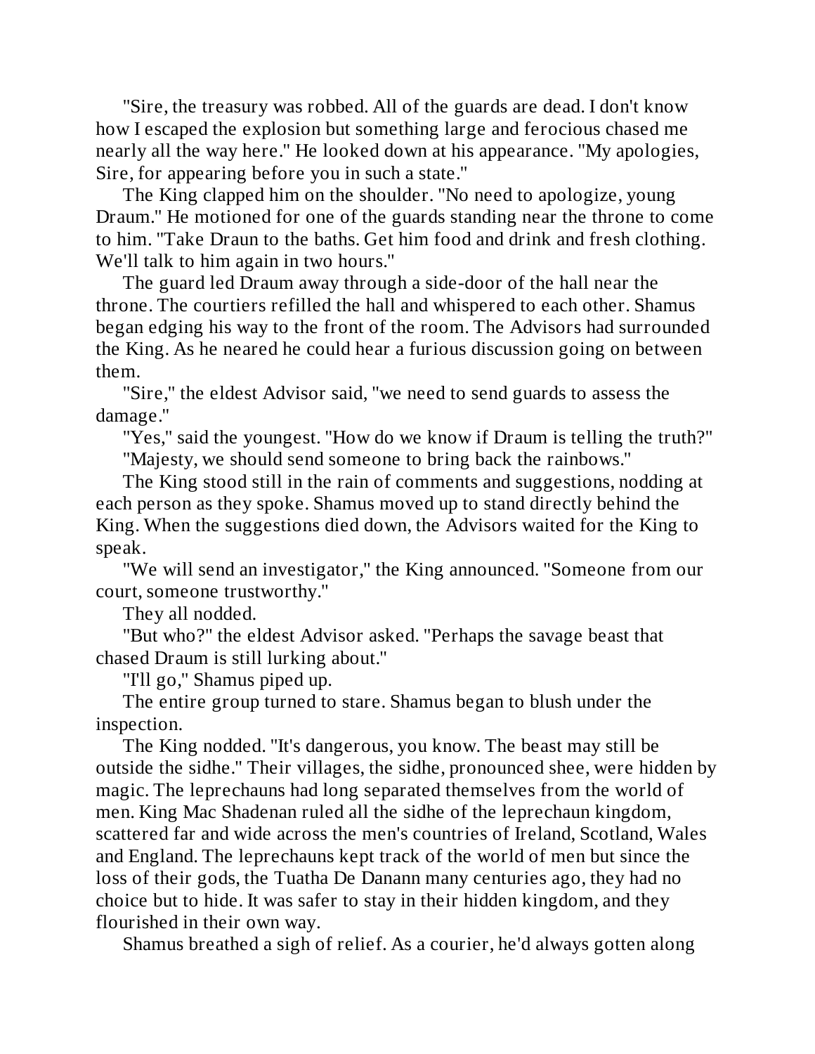"Sire, the treasury was robbed. All of the guards are dead. I don't know how I escaped the explosion but something large and ferocious chased me nearly all the way here." He looked down at his appearance. "My apologies, Sire, for appearing before you in such a state."

The King clapped him on the shoulder. "No need to apologize, young Draum." He motioned for one of the guards standing near the throne to come to him. "Take Draun to the baths. Get him food and drink and fresh clothing. We'll talk to him again in two hours."

The guard led Draum away through a side-door of the hall near the throne. The courtiers refilled the hall and whispered to each other. Shamus began edging his way to the front of the room. The Advisors had surrounded the King. As he neared he could hear a furious discussion going on between them.

"Sire," the eldest Advisor said, "we need to send guards to assess the damage."

"Yes," said the youngest. "How do we know if Draum is telling the truth?"

"Majesty, we should send someone to bring back the rainbows."

The King stood still in the rain of comments and suggestions, nodding at each person as they spoke. Shamus moved up to stand directly behind the King. When the suggestions died down, the Advisors waited for the King to speak.

"We will send an investigator," the King announced. "Someone from our court, someone trustworthy."

They all nodded.

"But who?" the eldest Advisor asked. "Perhaps the savage beast that chased Draum is still lurking about."

"I'll go," Shamus piped up.

The entire group turned to stare. Shamus began to blush under the inspection.

The King nodded. "It's dangerous, you know. The beast may still be outside the sidhe." Their villages, the sidhe, pronounced shee, were hidden by magic. The leprechauns had long separated themselves from the world of men. King Mac Shadenan ruled all the sidhe of the leprechaun kingdom, scattered far and wide across the men's countries of Ireland, Scotland, Wales and England. The leprechauns kept track of the world of men but since the loss of their gods, the Tuatha De Danann many centuries ago, they had no choice but to hide. It was safer to stay in their hidden kingdom, and they flourished in their own way.

Shamus breathed a sigh of relief. As a courier, he'd always gotten along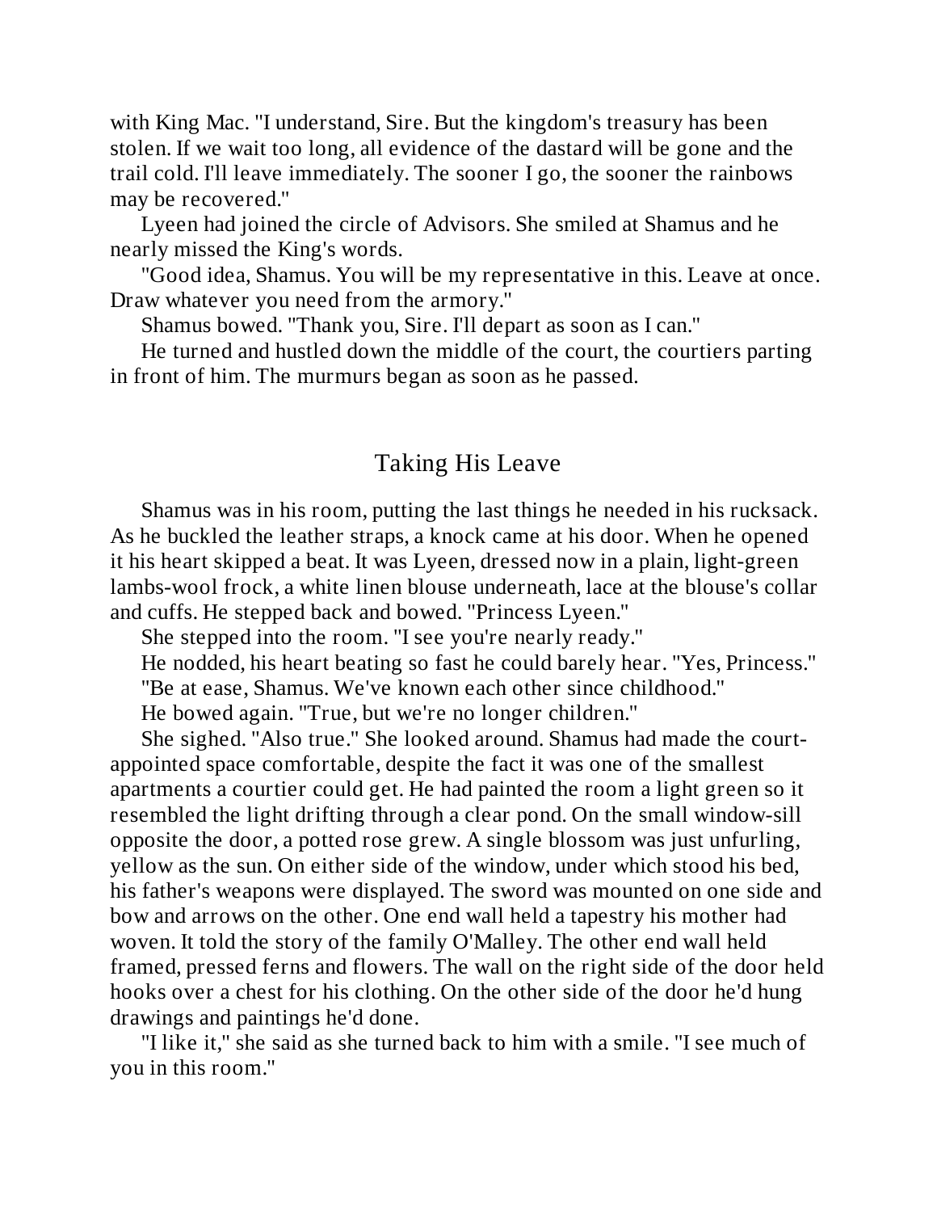with King Mac. "I understand, Sire. But the kingdom's treasury has been stolen. If we wait too long, all evidence of the dastard will be gone and the trail cold. I'll leave immediately. The sooner I go, the sooner the rainbows may be recovered."

Lyeen had joined the circle of Advisors. She smiled at Shamus and he nearly missed the King's words.

"Good idea, Shamus. You will be my representative in this. Leave at once. Draw whatever you need from the armory."

Shamus bowed. "Thank you, Sire. I'll depart as soon as I can."

He turned and hustled down the middle of the court, the courtiers parting in front of him. The murmurs began as soon as he passed.

## Taking His Leave

Shamus was in his room, putting the last things he needed in his rucksack. As he buckled the leather straps, a knock came at his door. When he opened it his heart skipped a beat. It was Lyeen, dressed now in a plain, light-green lambs-wool frock, a white linen blouse underneath, lace at the blouse's collar and cuffs. He stepped back and bowed. "Princess Lyeen."

She stepped into the room. "I see you're nearly ready."

He nodded, his heart beating so fast he could barely hear. "Yes, Princess."

"Be at ease, Shamus. We've known each other since childhood."

He bowed again. "True, but we're no longer children."

She sighed. "Also true." She looked around. Shamus had made the court-appointed space comfortable, despite the fact it was one of the smallest apartments a courtier could get. He had painted the room a light green so it resembled the light drifting through a clear pond. On the small window-sill opposite the door, a potted rose grew. A single blossom was just unfurling, yellow as the sun. On either side of the window, under which stood his bed, his father's weapons were displayed. The sword was mounted on one side and bow and arrows on the other. One end wall held a tapestry his mother had woven. It told the story of the family O'Malley. The other end wall held framed, pressed ferns and flowers. The wall on the right side of the door held hooks over a chest for his clothing. On the other side of the door he'd hung drawings and paintings he'd done.

"I like it," she said as she turned back to him with a smile. "I see much of you in this room."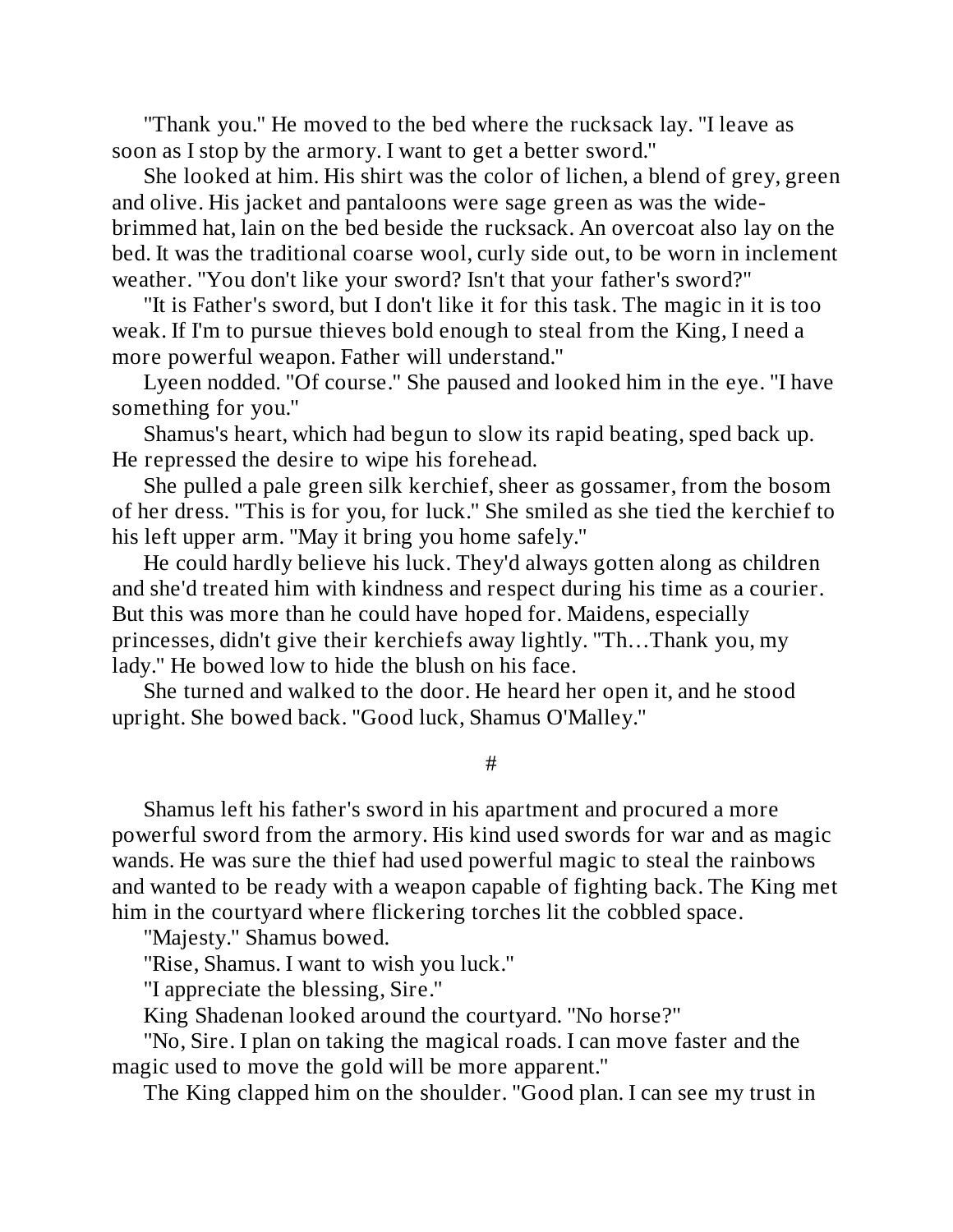"Thank you." He moved to the bed where the rucksack lay. "I leave as soon as I stop by the armory. I want to get a better sword."

She looked at him. His shirt was the color of lichen, a blend of grey, green and olive. His jacket and pantaloons were sage green as was the wide-brimmed hat, lain on the bed beside the rucksack. An overcoat also lay on the bed. It was the traditional coarse wool, curly side out, to be worn in inclement weather. "You don't like your sword? Isn't that your father's sword?"

"It is Father's sword, but I don't like it for this task. The magic in it is too weak. If I'm to pursue thieves bold enough to steal from the King, I need a more powerful weapon. Father will understand."

Lyeen nodded. "Of course." She paused and looked him in the eye. "I have something for you."

Shamus's heart, which had begun to slow its rapid beating, sped back up. He repressed the desire to wipe his forehead.

She pulled a pale green silk kerchief, sheer as gossamer, from the bosom of her dress. "This is for you, for luck." She smiled as she tied the kerchief to his left upper arm. "May it bring you home safely."

He could hardly believe his luck. They'd always gotten along as children and she'd treated him with kindness and respect during his time as a courier. But this was more than he could have hoped for. Maidens, especially princesses, didn't give their kerchiefs away lightly. "Th…Thank you, my lady." He bowed low to hide the blush on his face.

She turned and walked to the door. He heard her open it, and he stood upright. She bowed back. "Good luck, Shamus O'Malley."

#

Shamus left his father's sword in his apartment and procured a more powerful sword from the armory. His kind used swords for war and as magic wands. He was sure the thief had used powerful magic to steal the rainbows and wanted to be ready with a weapon capable of fighting back. The King met him in the courtyard where flickering torches lit the cobbled space.

"Majesty." Shamus bowed.

"Rise, Shamus. I want to wish you luck."

"I appreciate the blessing, Sire."

King Shadenan looked around the courtyard. "No horse?"

"No, Sire. I plan on taking the magical roads. I can move faster and the magic used to move the gold will be more apparent."

The King clapped him on the shoulder. "Good plan. I can see my trust in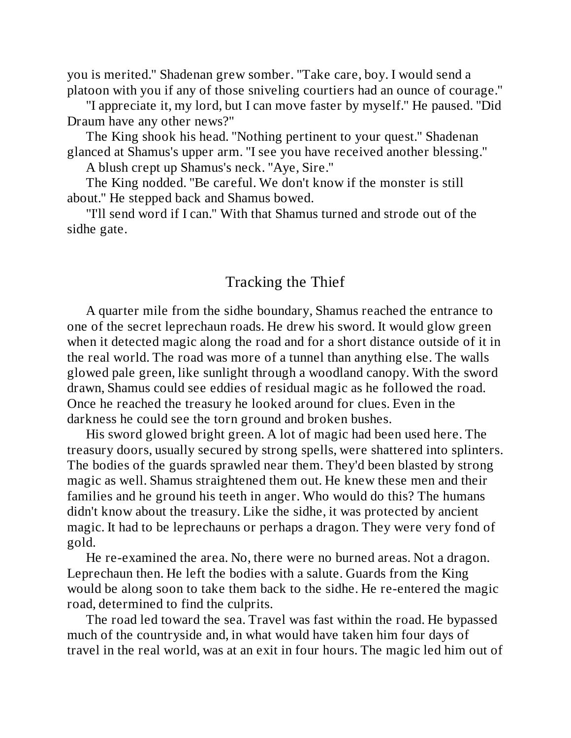you is merited." Shadenan grew somber. "Take care, boy. I would send a platoon with you if any of those sniveling courtiers had an ounce of courage."

"I appreciate it, my lord, but I can move faster by myself." He paused. "Did Draum have any other news?"

The King shook his head. "Nothing pertinent to your quest." Shadenan glanced at Shamus's upper arm. "I see you have received another blessing."

A blush crept up Shamus's neck. "Aye, Sire."

The King nodded. "Be careful. We don't know if the monster is still about." He stepped back and Shamus bowed.

"I'll send word if I can." With that Shamus turned and strode out of the sidhe gate.

## Tracking the Thief

A quarter mile from the sidhe boundary, Shamus reached the entrance to one of the secret leprechaun roads. He drew his sword. It would glow green when it detected magic along the road and for a short distance outside of it in the real world. The road was more of a tunnel than anything else. The walls glowed pale green, like sunlight through a woodland canopy. With the sword drawn, Shamus could see eddies of residual magic as he followed the road. Once he reached the treasury he looked around for clues. Even in the darkness he could see the torn ground and broken bushes.

His sword glowed bright green. A lot of magic had been used here. The treasury doors, usually secured by strong spells, were shattered into splinters. The bodies of the guards sprawled near them. They'd been blasted by strong magic as well. Shamus straightened them out. He knew these men and their families and he ground his teeth in anger. Who would do this? The humans didn't know about the treasury. Like the sidhe, it was protected by ancient magic. It had to be leprechauns or perhaps a dragon. They were very fond of gold.

He re-examined the area. No, there were no burned areas. Not a dragon. Leprechaun then. He left the bodies with a salute. Guards from the King would be along soon to take them back to the sidhe. He re-entered the magic road, determined to find the culprits.

The road led toward the sea. Travel was fast within the road. He bypassed much of the countryside and, in what would have taken him four days of travel in the real world, was at an exit in four hours. The magic led him out of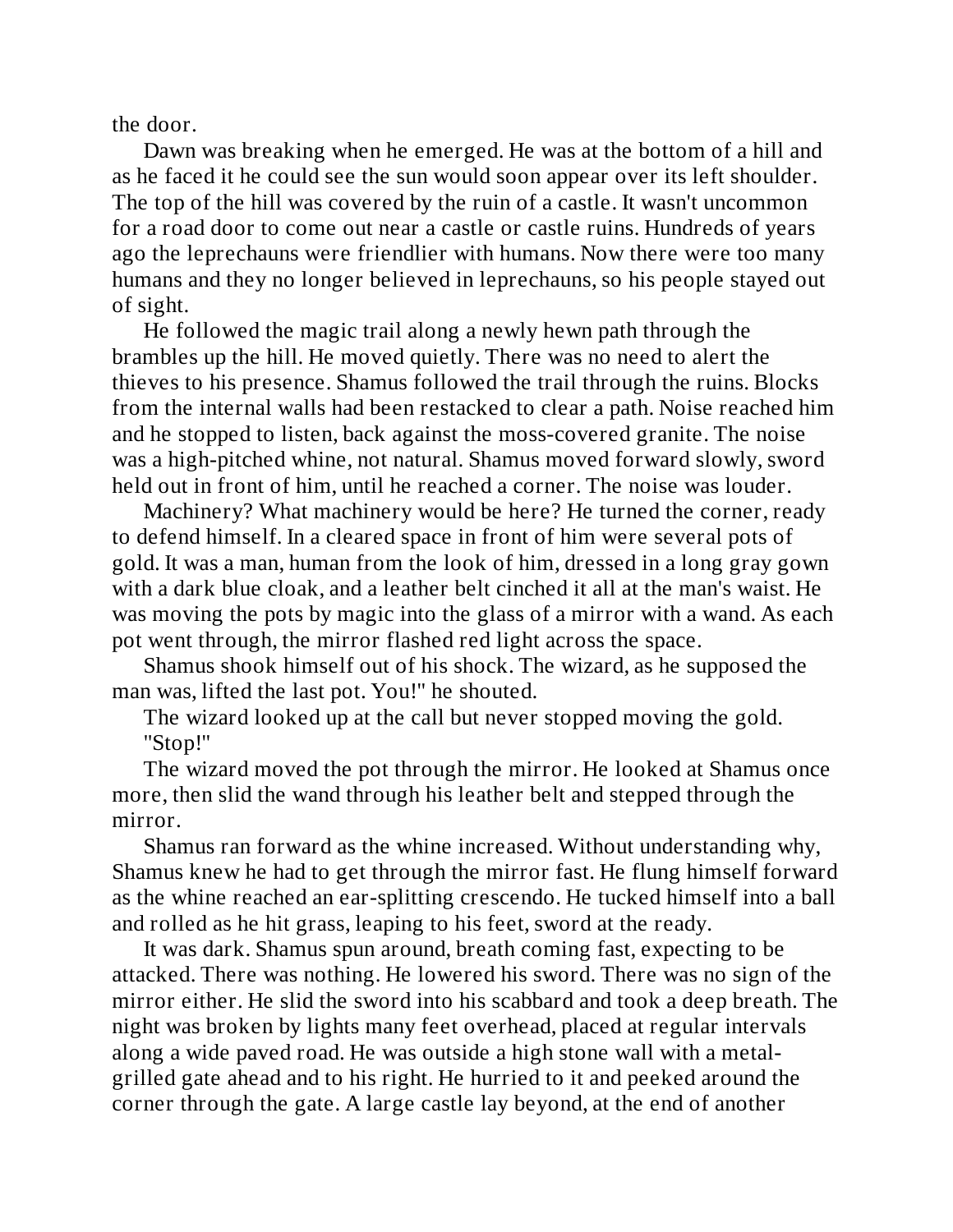the door.

Dawn was breaking when he emerged. He was at the bottom of a hill and as he faced it he could see the sun would soon appear over its left shoulder. The top of the hill was covered by the ruin of a castle. It wasn't uncommon for a road door to come out near a castle or castle ruins. Hundreds of years ago the leprechauns were friendlier with humans. Now there were too many humans and they no longer believed in leprechauns, so his people stayed out of sight.

He followed the magic trail along a newly hewn path through the brambles up the hill. He moved quietly. There was no need to alert the thieves to his presence. Shamus followed the trail through the ruins. Blocks from the internal walls had been restacked to clear a path. Noise reached him and he stopped to listen, back against the moss-covered granite. The noise was a high-pitched whine, not natural. Shamus moved forward slowly, sword held out in front of him, until he reached a corner. The noise was louder.

Machinery? What machinery would be here? He turned the corner, ready to defend himself. In a cleared space in front of him were several pots of gold. It was a man, human from the look of him, dressed in a long gray gown with a dark blue cloak, and a leather belt cinched it all at the man's waist. He was moving the pots by magic into the glass of a mirror with a wand. As each pot went through, the mirror flashed red light across the space.

Shamus shook himself out of his shock. The wizard, as he supposed the man was, lifted the last pot. You!" he shouted.

The wizard looked up at the call but never stopped moving the gold.

"Stop!"

The wizard moved the pot through the mirror. He looked at Shamus once more, then slid the wand through his leather belt and stepped through the mirror.

Shamus ran forward as the whine increased. Without understanding why, Shamus knew he had to get through the mirror fast. He flung himself forward as the whine reached an ear-splitting crescendo. He tucked himself into a ball and rolled as he hit grass, leaping to his feet, sword at the ready.

It was dark. Shamus spun around, breath coming fast, expecting to be attacked. There was nothing. He lowered his sword. There was no sign of the mirror either. He slid the sword into his scabbard and took a deep breath. The night was broken by lights many feet overhead, placed at regular intervals along a wide paved road. He was outside a high stone wall with a metal-grilled gate ahead and to his right. He hurried to it and peeked around the corner through the gate. A large castle lay beyond, at the end of another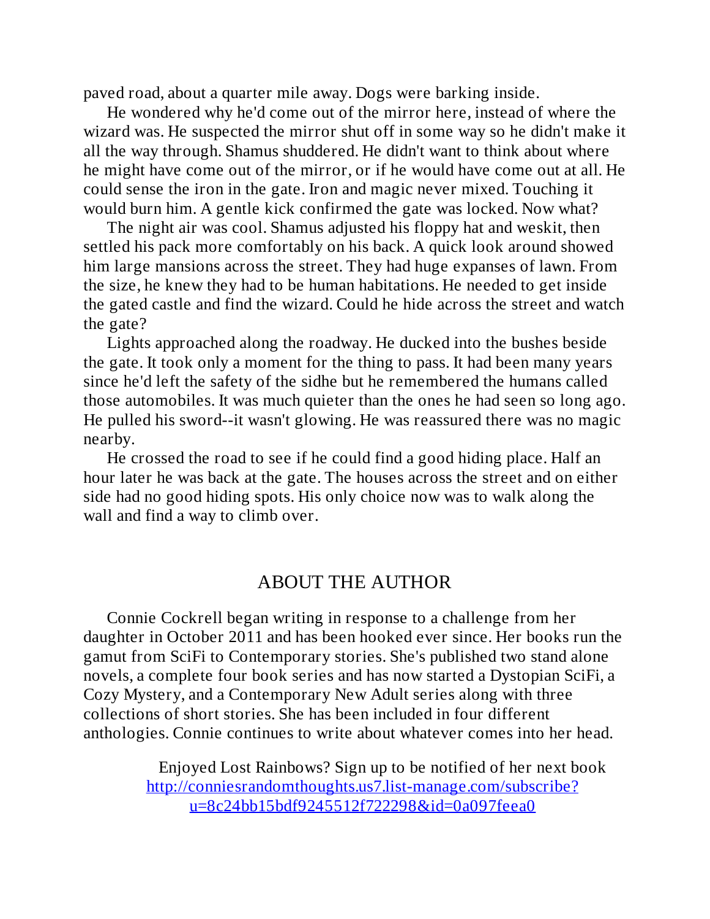paved road, about a quarter mile away. Dogs were barking inside.

He wondered why he'd come out of the mirror here, instead of where the wizard was. He suspected the mirror shut off in some way so he didn't make it all the way through. Shamus shuddered. He didn't want to think about where he might have come out of the mirror, or if he would have come out at all. He could sense the iron in the gate. Iron and magic never mixed. Touching it would burn him. A gentle kick confirmed the gate was locked. Now what?

The night air was cool. Shamus adjusted his floppy hat and weskit, then settled his pack more comfortably on his back. A quick look around showed him large mansions across the street. They had huge expanses of lawn. From the size, he knew they had to be human habitations. He needed to get inside the gated castle and find the wizard. Could he hide across the street and watch the gate?

Lights approached along the roadway. He ducked into the bushes beside the gate. It took only a moment for the thing to pass. It had been many years since he'd left the safety of the sidhe but he remembered the humans called those automobiles. It was much quieter than the ones he had seen so long ago. He pulled his sword--it wasn't glowing. He was reassured there was no magic nearby.

He crossed the road to see if he could find a good hiding place. Half an hour later he was back at the gate. The houses across the street and on either side had no good hiding spots. His only choice now was to walk along the wall and find a way to climb over.

## ABOUT THE AUTHOR

Connie Cockrell began writing in response to a challenge from her daughter in October 2011 and has been hooked ever since. Her books run the gamut from SciFi to Contemporary stories. She's published two stand alone novels, a complete four book series and has now started a Dystopian SciFi, a Cozy Mystery, and a Contemporary New Adult series along with three collections of short stories. She has been included in four different anthologies. Connie continues to write about whatever comes into her head.

Enjoyed Lost Rainbows? Sign up to be notified of her next book [http://conniesrandomthoughts.us7.list-manage.com/subscribe?u=8c24bb15bdf9245512f722298&id=0a097feea0](http://conniesrandomthoughts.us7.list-manage.com/subscribe?u=8c24bb15bdf9245512f722298&id=0a097feea0)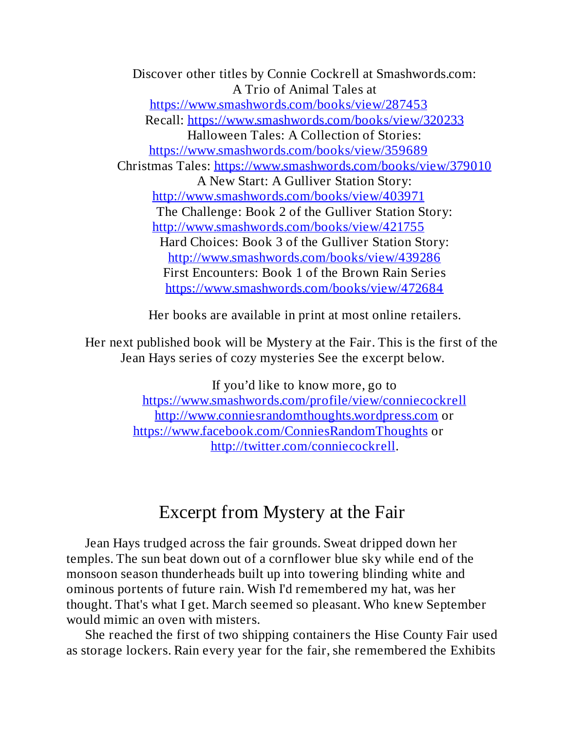Discover other titles by Connie Cockrell at Smashwords.com:
A Trio of Animal Tales at
https://www.smashwords.com/books/view/287453
Recall: https://www.smashwords.com/books/view/320233
Halloween Tales: A Collection of Stories:
https://www.smashwords.com/books/view/359689
Christmas Tales: https://www.smashwords.com/books/view/379010
A New Start: A Gulliver Station Story:
http://www.smashwords.com/books/view/403971
The Challenge: Book 2 of the Gulliver Station Story:
http://www.smashwords.com/books/view/421755
Hard Choices: Book 3 of the Gulliver Station Story:
http://www.smashwords.com/books/view/439286
First Encounters: Book 1 of the Brown Rain Series
https://www.smashwords.com/books/view/472684

Her books are available in print at most online retailers.

Her next published book will be Mystery at the Fair. This is the first of the Jean Hays series of cozy mysteries See the excerpt below.

If you'd like to know more, go to
https://www.smashwords.com/profile/view/conniecockrell
http://www.conniesrandomthoughts.wordpress.com or
https://www.facebook.com/ConniesRandomThoughts or
http://twitter.com/conniecockrell.

# Excerpt from Mystery at the Fair

Jean Hays trudged across the fair grounds. Sweat dripped down her temples. The sun beat down out of a cornflower blue sky while end of the monsoon season thunderheads built up into towering blinding white and ominous portents of future rain. Wish I'd remembered my hat, was her thought. That's what I get. March seemed so pleasant. Who knew September would mimic an oven with misters.

She reached the first of two shipping containers the Hise County Fair used as storage lockers. Rain every year for the fair, she remembered the Exhibits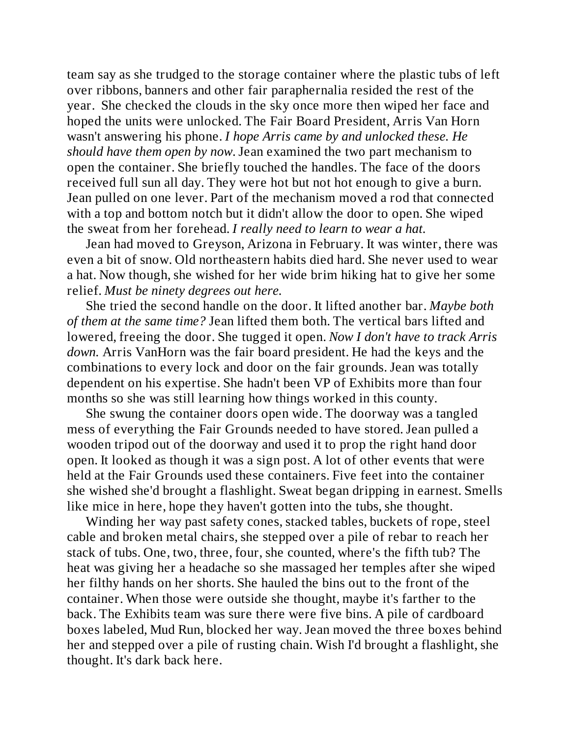team say as she trudged to the storage container where the plastic tubs of left over ribbons, banners and other fair paraphernalia resided the rest of the year. She checked the clouds in the sky once more then wiped her face and hoped the units were unlocked. The Fair Board President, Arris Van Horn wasn't answering his phone. *I hope Arris came by and unlocked these. He should have them open by now.* Jean examined the two part mechanism to open the container. She briefly touched the handles. The face of the doors received full sun all day. They were hot but not hot enough to give a burn. Jean pulled on one lever. Part of the mechanism moved a rod that connected with a top and bottom notch but it didn't allow the door to open. She wiped the sweat from her forehead. *I really need to learn to wear a hat.*

Jean had moved to Greyson, Arizona in February. It was winter, there was even a bit of snow. Old northeastern habits died hard. She never used to wear a hat. Now though, she wished for her wide brim hiking hat to give her some relief. *Must be ninety degrees out here.*

She tried the second handle on the door. It lifted another bar. *Maybe both of them at the same time?* Jean lifted them both. The vertical bars lifted and lowered, freeing the door. She tugged it open. *Now I don't have to track Arris down.* Arris VanHorn was the fair board president. He had the keys and the combinations to every lock and door on the fair grounds. Jean was totally dependent on his expertise. She hadn't been VP of Exhibits more than four months so she was still learning how things worked in this county.

She swung the container doors open wide. The doorway was a tangled mess of everything the Fair Grounds needed to have stored. Jean pulled a wooden tripod out of the doorway and used it to prop the right hand door open. It looked as though it was a sign post. A lot of other events that were held at the Fair Grounds used these containers. Five feet into the container she wished she'd brought a flashlight. Sweat began dripping in earnest. Smells like mice in here, hope they haven't gotten into the tubs, she thought.

Winding her way past safety cones, stacked tables, buckets of rope, steel cable and broken metal chairs, she stepped over a pile of rebar to reach her stack of tubs. One, two, three, four, she counted, where's the fifth tub? The heat was giving her a headache so she massaged her temples after she wiped her filthy hands on her shorts. She hauled the bins out to the front of the container. When those were outside she thought, maybe it's farther to the back. The Exhibits team was sure there were five bins. A pile of cardboard boxes labeled, Mud Run, blocked her way. Jean moved the three boxes behind her and stepped over a pile of rusting chain. Wish I'd brought a flashlight, she thought. It's dark back here.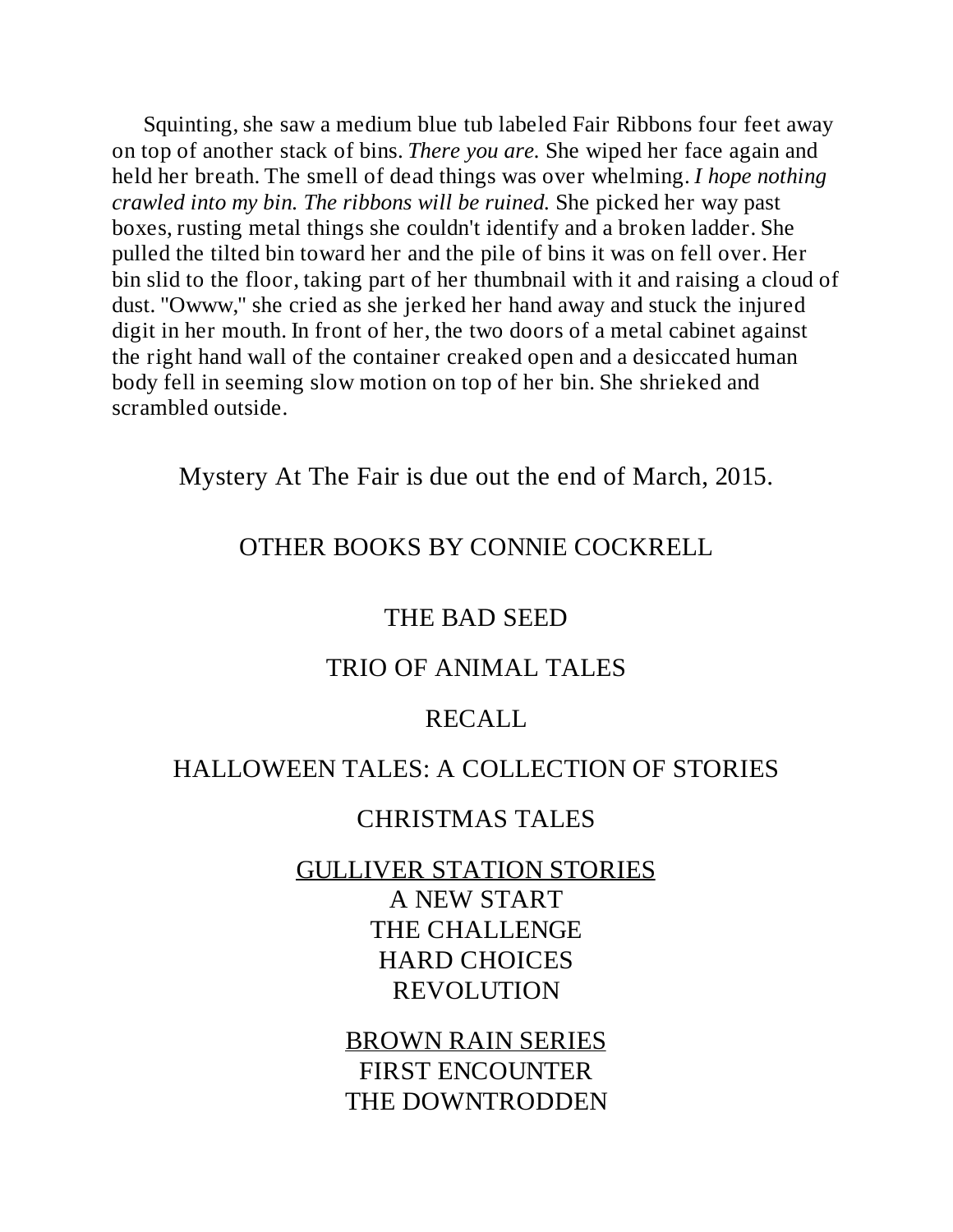Squinting, she saw a medium blue tub labeled Fair Ribbons four feet away on top of another stack of bins. *There you are.* She wiped her face again and held her breath. The smell of dead things was over whelming. *I hope nothing crawled into my bin. The ribbons will be ruined.* She picked her way past boxes, rusting metal things she couldn't identify and a broken ladder. She pulled the tilted bin toward her and the pile of bins it was on fell over. Her bin slid to the floor, taking part of her thumbnail with it and raising a cloud of dust. "Owww," she cried as she jerked her hand away and stuck the injured digit in her mouth. In front of her, the two doors of a metal cabinet against the right hand wall of the container creaked open and a desiccated human body fell in seeming slow motion on top of her bin. She shrieked and scrambled outside.

Mystery At The Fair is due out the end of March, 2015.

OTHER BOOKS BY CONNIE COCKRELL

THE BAD SEED

TRIO OF ANIMAL TALES

RECALL

HALLOWEEN TALES: A COLLECTION OF STORIES

CHRISTMAS TALES

<u>GULLIVER STATION STORIES</u>
A NEW START
THE CHALLENGE
HARD CHOICES
REVOLUTION

<u>BROWN RAIN SERIES</u>
FIRST ENCOUNTER
THE DOWNTRODDEN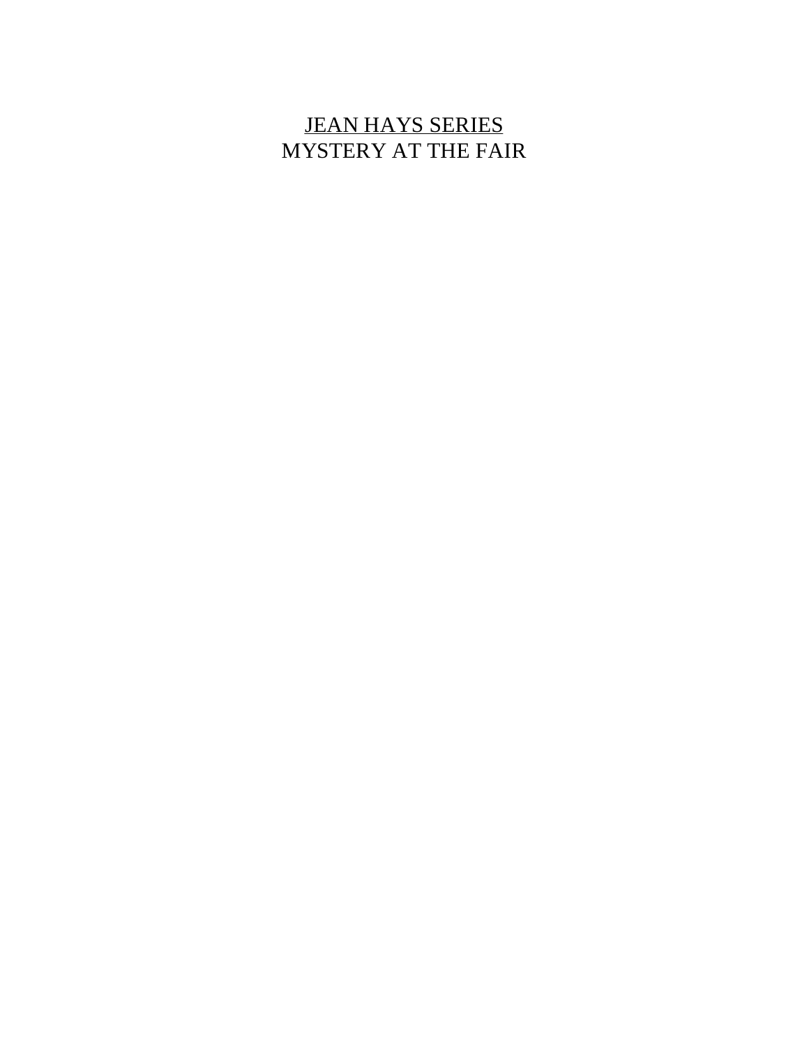<u>JEAN HAYS SERIES</u>

MYSTERY AT THE FAIR